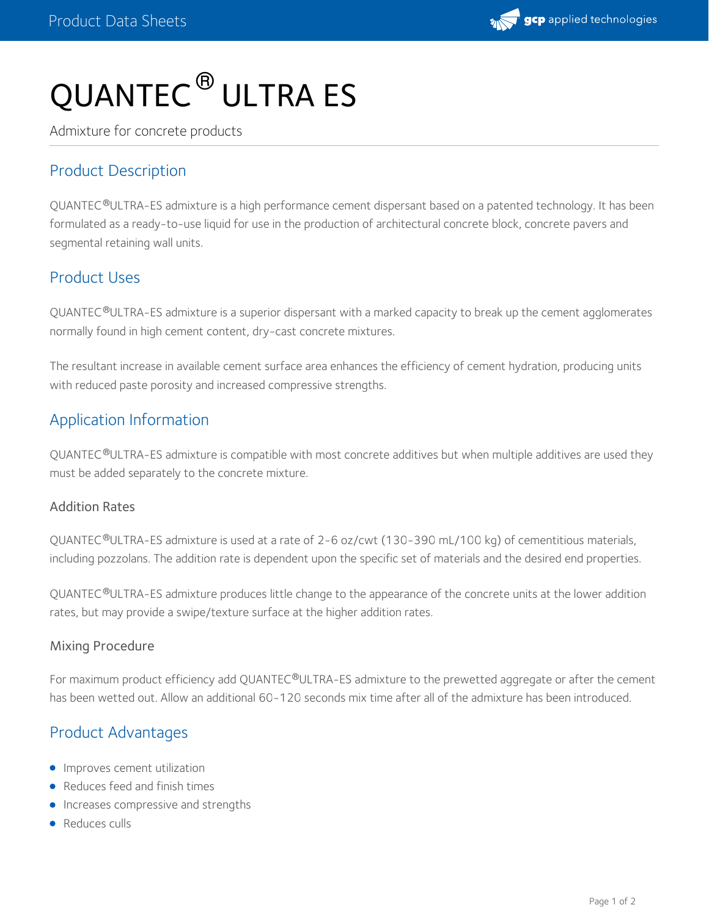# QUANTEC® ULTRA ES

Admixture for concrete products

## Product Description

QUANTEC®ULTRA-ES admixture is a high performance cement dispersant based on a patented technology. It has been formulated as a ready-to-use liquid for use in the production of architectural concrete block, concrete pavers and segmental retaining wall units.

## Product Uses

QUANTEC®ULTRA-ES admixture is a superior dispersant with a marked capacity to break up the cement agglomerates normally found in high cement content, dry-cast concrete mixtures.

The resultant increase in available cement surface area enhances the efficiency of cement hydration, producing units with reduced paste porosity and increased compressive strengths.

## Application Information

QUANTEC®ULTRA-ES admixture is compatible with most concrete additives but when multiple additives are used they must be added separately to the concrete mixture.

### Addition Rates

QUANTEC®ULTRA-ES admixture is used at a rate of 2-6 oz/cwt (130-390 mL/100 kg) of cementitious materials, including pozzolans. The addition rate is dependent upon the specific set of materials and the desired end properties.

QUANTEC®ULTRA-ES admixture produces little change to the appearance of the concrete units at the lower addition rates, but may provide a swipe/texture surface at the higher addition rates.

### Mixing Procedure

For maximum product efficiency add QUANTEC®ULTRA-ES admixture to the prewetted aggregate or after the cement has been wetted out. Allow an additional 60-120 seconds mix time after all of the admixture has been introduced.

## Product Advantages

- Improves cement utilization
- Reduces feed and finish times
- Increases compressive and strengths
- Reduces culls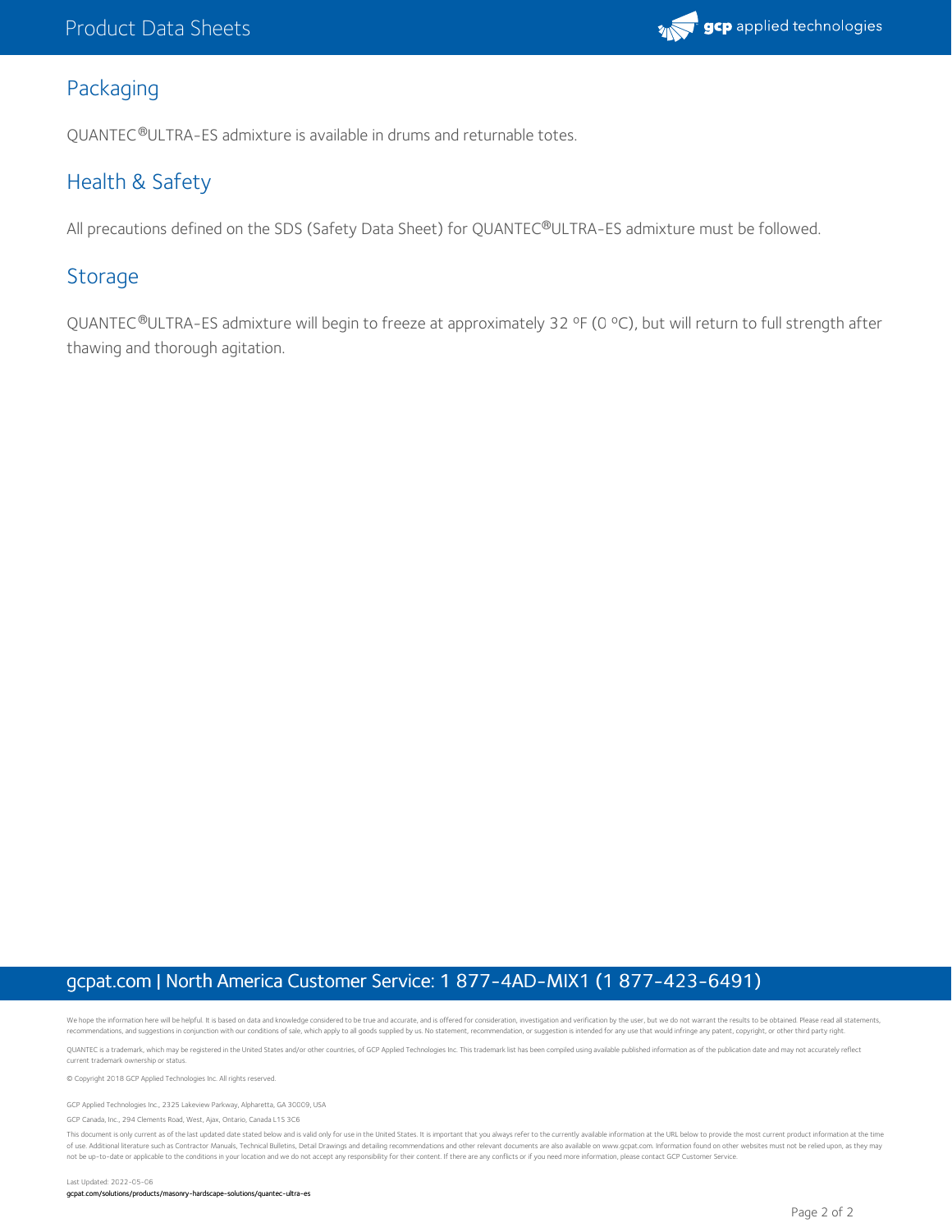## Packaging

QUANTEC®ULTRA-ES admixture is available in drums and returnable totes.

## Health & Safety

All precautions defined on the SDS (Safety Data Sheet) for QUANTEC®ULTRA-ES admixture must be followed.

## Storage

QUANTEC®ULTRA-ES admixture will begin to freeze at approximately 32 ºF (0 ºC), but will return to full strength after thawing and thorough agitation.

gcpat.com | North America Customer Service: 1 877-4AD-MIX1 (1 877-423-6491)

We hope the information here will be helpful. It is based on data and knowledge considered to be true and accurate, and is offered for consideration, investigation and verification by the user, but we do not warrant the results to be obtained. Please read all statements, recommendations, and suggestions in conjunction with our conditions of sale, which apply to all goods supplied by us. No statement, recommendation, or suggestion is intended for any use that would infringe any patent, copyright, or other third party right.

QUANTEC is a trademark, which may be registered in the United States and/or other countries, of GCP Applied Technologies Inc. This trademark list has been compiled using available published information as of the publication date and may not accurately reflect current trademark ownership or status.

© Copyright 2018 GCP Applied Technologies Inc. All rights reserved.

GCP Applied Technologies Inc., 2325 Lakeview Parkway, Alpharetta, GA 30009, USA

GCP Canada, Inc., 294 Clements Road, West, Ajax, Ontario, Canada L1S 3C6

This document is only current as of the last updated date stated below and is valid only for use in the United States. It is important that you always refer to the currently available information at the URL below to provide the most current product information at the time of use. Additional literature such as Contractor Manuals, Technical Bulletins, Detail Drawings and detailing recommendations and other relevant documents are also available on www.gcpat.com. Information found on other websites must not be relied upon, as they may not be up-to-date or applicable to the conditions in your location and we do not accept any responsibility for their content. If there are any conflicts or if you need more information, please contact GCP Customer Service.

Last Updated: 2022-05-06

gcpat.com/solutions/products/masonry-hardscape-solutions/quantec-ultra-es